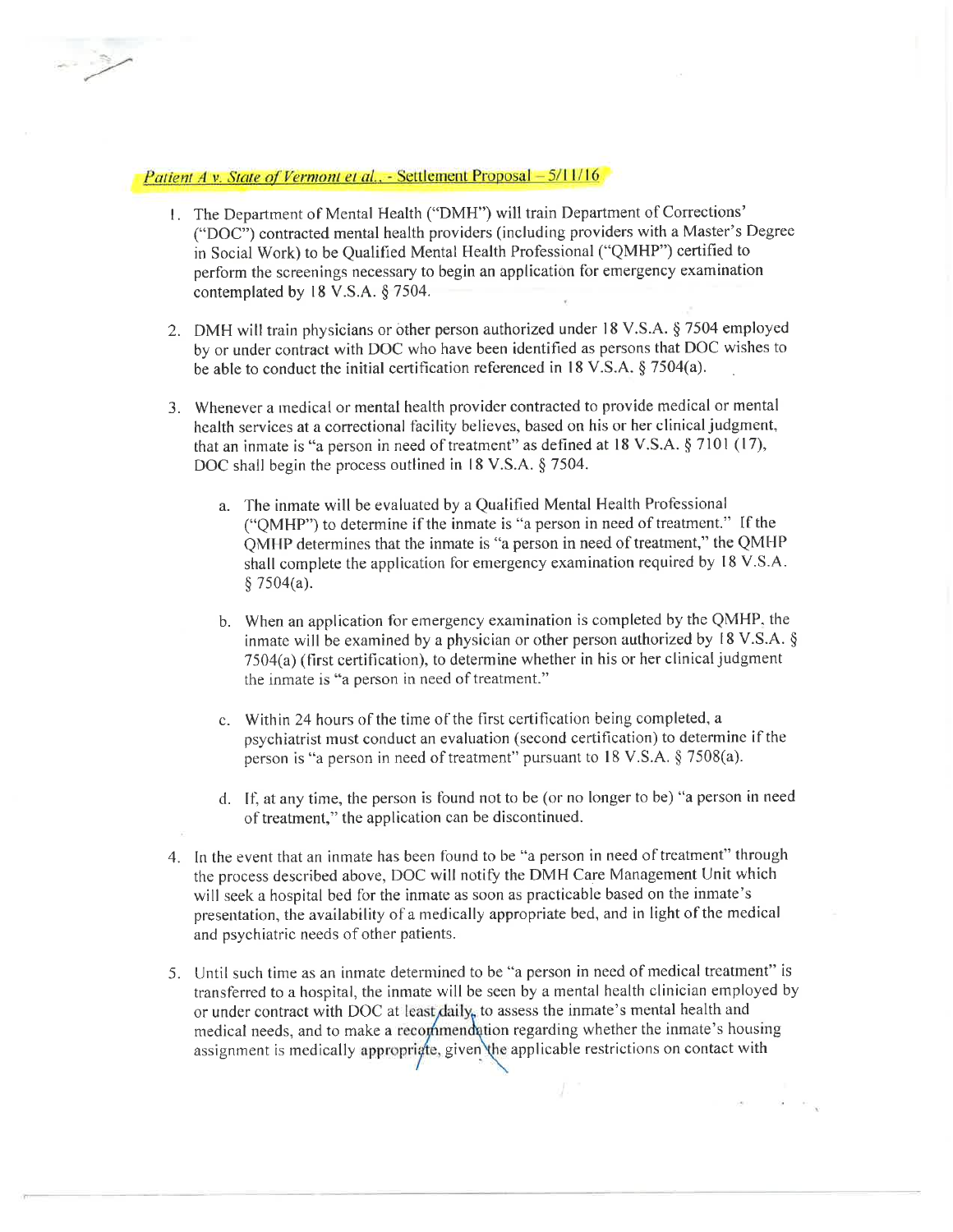*Patient A v. State of Vermont et al.* - Settlement Proposal – 5/11/16

1. The Department of Mental Health ("DMH") will train Department of Corrections' ("DOC") contracted mental health providers (including providers with a Master's Degree in Social Work) to be Qualified Mental Health Professional ("QMHP") certified to perform the screenings necessary to begin an application for emergency examination contemplated by 18 V.S.A. § 7504.

2. DMH will train physicians or other person authorized under 18 V.S.A. § 7504 employed by or under contract with DOC who have been identified as persons that DOC wishes to be able to conduct the initial certification referenced in 18 V.S.A. § 7504(a).

3. Whenever a medical or mental health provider contracted to provide medical or mental health services at a correctional facility believes, based on his or her clinical judgment, that an inmate is "a person in need of treatment" as defined at 18 V.S.A. § 7101 (17), DOC shall begin the process outlined in 18 V.S.A. § 7504.

   a. The inmate will be evaluated by a Qualified Mental Health Professional ("QMHP") to determine if the inmate is "a person in need of treatment." If the QMHP determines that the inmate is "a person in need of treatment," the QMHP shall complete the application for emergency examination required by 18 V.S.A. § 7504(a).

   b. When an application for emergency examination is completed by the QMHP, the inmate will be examined by a physician or other person authorized by 18 V.S.A. § 7504(a) (first certification), to determine whether in his or her clinical judgment the inmate is "a person in need of treatment."

   c. Within 24 hours of the time of the first certification being completed, a psychiatrist must conduct an evaluation (second certification) to determine if the person is "a person in need of treatment" pursuant to 18 V.S.A. § 7508(a).

   d. If, at any time, the person is found not to be (or no longer to be) "a person in need of treatment," the application can be discontinued.

4. In the event that an inmate has been found to be "a person in need of treatment" through the process described above, DOC will notify the DMH Care Management Unit which will seek a hospital bed for the inmate as soon as practicable based on the inmate's presentation, the availability of a medically appropriate bed, and in light of the medical and psychiatric needs of other patients.

5. Until such time as an inmate determined to be "a person in need of medical treatment" is transferred to a hospital, the inmate will be seen by a mental health clinician employed by or under contract with DOC at least daily, to assess the inmate's mental health and medical needs, and to make a recommendation regarding whether the inmate's housing assignment is medically appropriate, given the applicable restrictions on contact with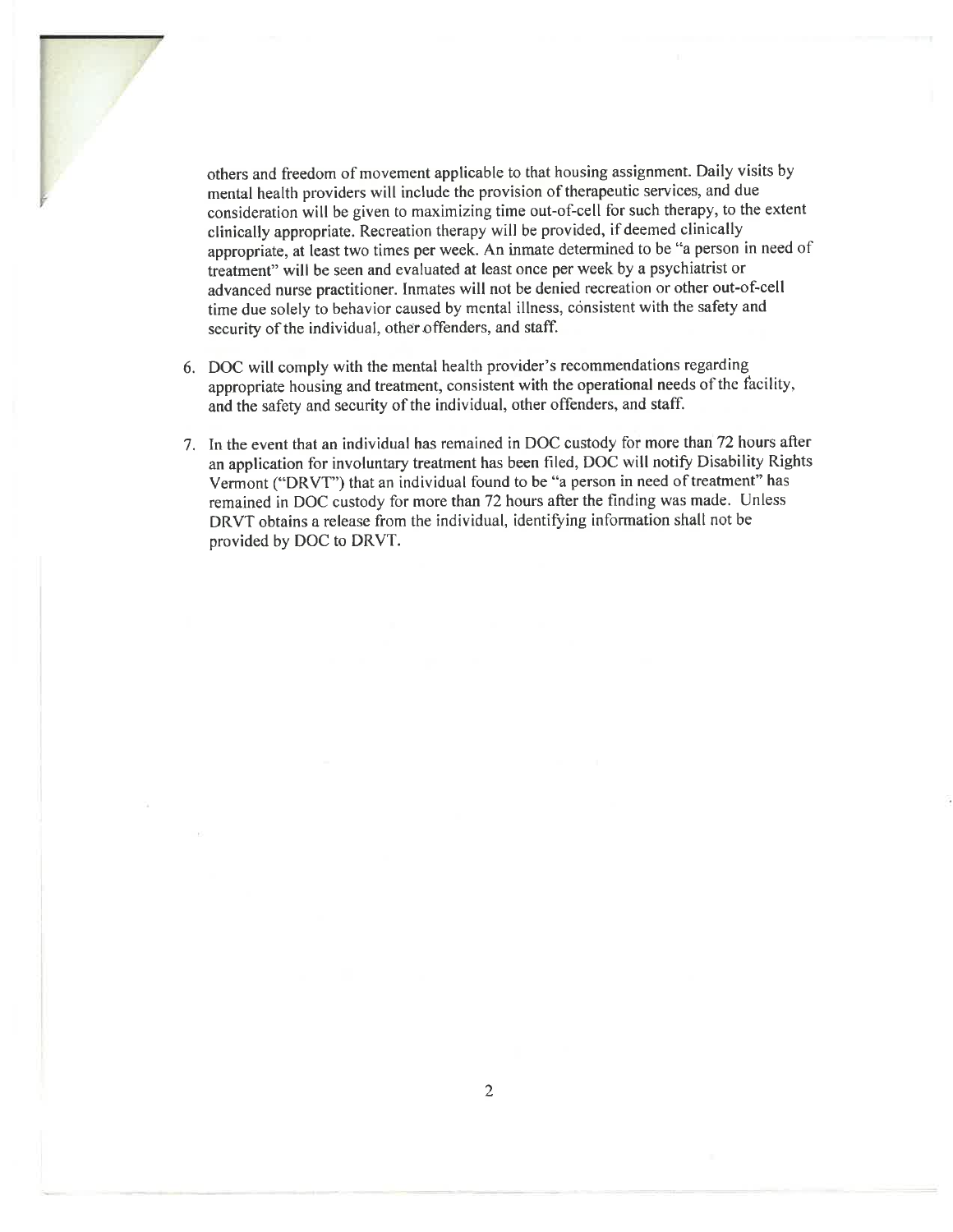others and freedom of movement applicable to that housing assignment. Daily visits by mental health providers will include the provision of therapeutic services, and due consideration will be given to maximizing time out-of-cell for such therapy, to the extent clinically appropriate. Recreation therapy will be provided, if deemed clinically appropriate, at least two times per week. An inmate determined to be "a person in need of treatment" will be seen and evaluated at least once per week by a psychiatrist or advanced nurse practitioner. Inmates will not be denied recreation or other out-of-cell time due solely to behavior caused by mental illness, consistent with the safety and security of the individual, other offenders, and staff.

6. DOC will comply with the mental health provider's recommendations regarding appropriate housing and treatment, consistent with the operational needs of the facility, and the safety and security of the individual, other offenders, and staff.

7. In the event that an individual has remained in DOC custody for more than 72 hours after an application for involuntary treatment has been filed, DOC will notify Disability Rights Vermont ("DRVT") that an individual found to be "a person in need of treatment" has remained in DOC custody for more than 72 hours after the finding was made. Unless DRVT obtains a release from the individual, identifying information shall not be provided by DOC to DRVT.